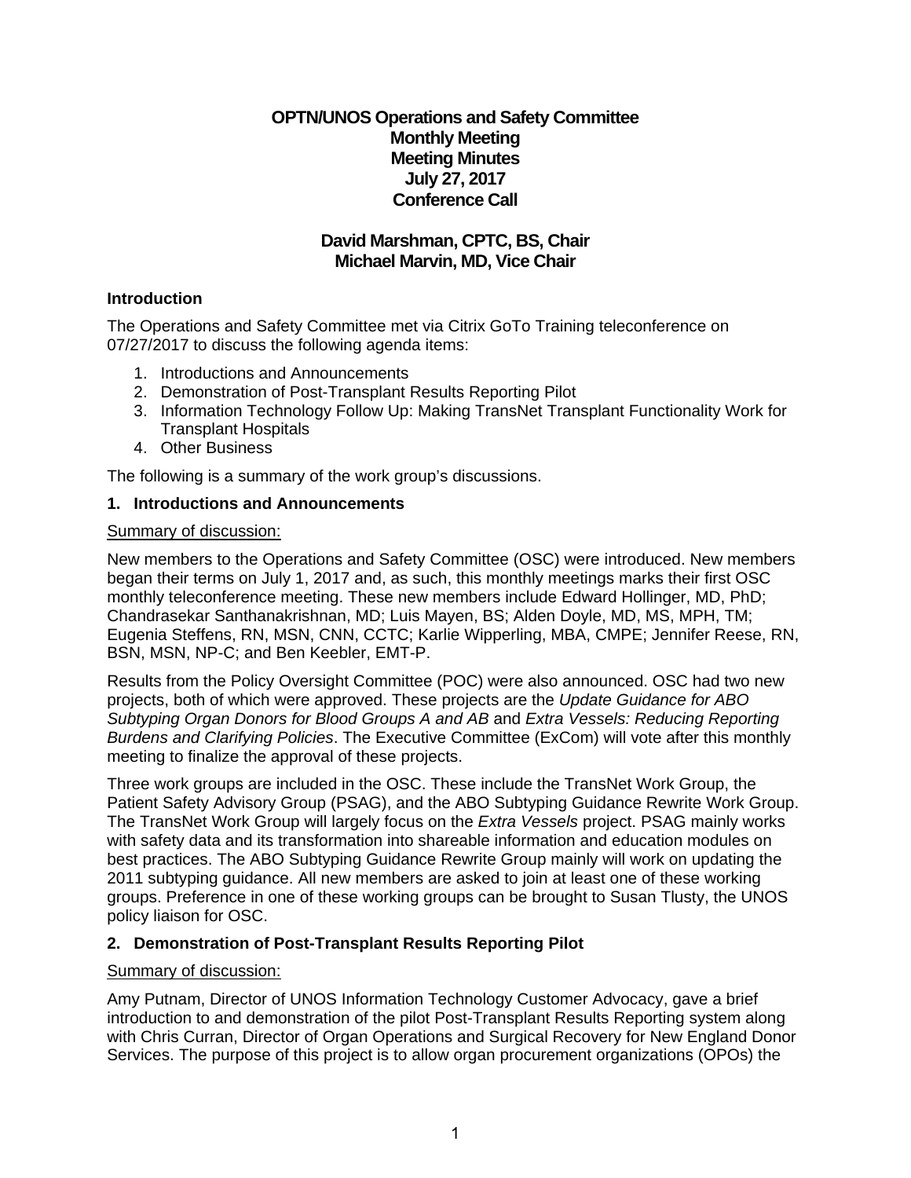# OPTN/UNOS Operations and Safety Committee
## Monthly Meeting
## Meeting Minutes
## July 27, 2017
## Conference Call

**David Marshman, CPTC, BS, Chair**
**Michael Marvin, MD, Vice Chair**

### Introduction

The Operations and Safety Committee met via Citrix GoTo Training teleconference on 07/27/2017 to discuss the following agenda items:

1. Introductions and Announcements
2. Demonstration of Post-Transplant Results Reporting Pilot
3. Information Technology Follow Up: Making TransNet Transplant Functionality Work for Transplant Hospitals
4. Other Business

The following is a summary of the work group's discussions.

### 1. Introductions and Announcements

Summary of discussion:

New members to the Operations and Safety Committee (OSC) were introduced. New members began their terms on July 1, 2017 and, as such, this monthly meetings marks their first OSC monthly teleconference meeting. These new members include Edward Hollinger, MD, PhD; Chandrasekar Santhanakrishnan, MD; Luis Mayen, BS; Alden Doyle, MD, MS, MPH, TM; Eugenia Steffens, RN, MSN, CNN, CCTC; Karlie Wipperling, MBA, CMPE; Jennifer Reese, RN, BSN, MSN, NP-C; and Ben Keebler, EMT-P.

Results from the Policy Oversight Committee (POC) were also announced. OSC had two new projects, both of which were approved. These projects are the *Update Guidance for ABO Subtyping Organ Donors for Blood Groups A and AB* and *Extra Vessels: Reducing Reporting Burdens and Clarifying Policies*. The Executive Committee (ExCom) will vote after this monthly meeting to finalize the approval of these projects.

Three work groups are included in the OSC. These include the TransNet Work Group, the Patient Safety Advisory Group (PSAG), and the ABO Subtyping Guidance Rewrite Work Group. The TransNet Work Group will largely focus on the *Extra Vessels* project. PSAG mainly works with safety data and its transformation into shareable information and education modules on best practices. The ABO Subtyping Guidance Rewrite Group mainly will work on updating the 2011 subtyping guidance. All new members are asked to join at least one of these working groups. Preference in one of these working groups can be brought to Susan Tlusty, the UNOS policy liaison for OSC.

### 2. Demonstration of Post-Transplant Results Reporting Pilot

Summary of discussion:

Amy Putnam, Director of UNOS Information Technology Customer Advocacy, gave a brief introduction to and demonstration of the pilot Post-Transplant Results Reporting system along with Chris Curran, Director of Organ Operations and Surgical Recovery for New England Donor Services. The purpose of this project is to allow organ procurement organizations (OPOs) the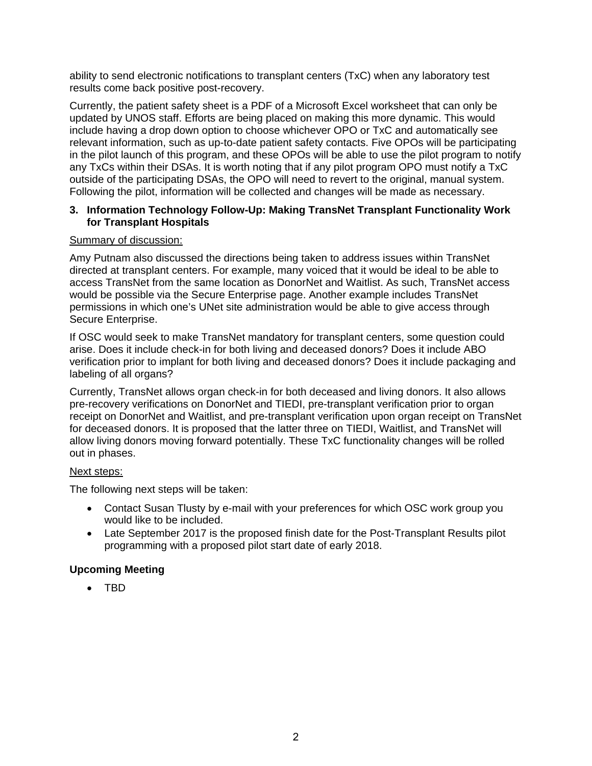ability to send electronic notifications to transplant centers (TxC) when any laboratory test results come back positive post-recovery.

Currently, the patient safety sheet is a PDF of a Microsoft Excel worksheet that can only be updated by UNOS staff. Efforts are being placed on making this more dynamic. This would include having a drop down option to choose whichever OPO or TxC and automatically see relevant information, such as up-to-date patient safety contacts. Five OPOs will be participating in the pilot launch of this program, and these OPOs will be able to use the pilot program to notify any TxCs within their DSAs. It is worth noting that if any pilot program OPO must notify a TxC outside of the participating DSAs, the OPO will need to revert to the original, manual system. Following the pilot, information will be collected and changes will be made as necessary.

**3. Information Technology Follow-Up: Making TransNet Transplant Functionality Work for Transplant Hospitals**

Summary of discussion:

Amy Putnam also discussed the directions being taken to address issues within TransNet directed at transplant centers. For example, many voiced that it would be ideal to be able to access TransNet from the same location as DonorNet and Waitlist. As such, TransNet access would be possible via the Secure Enterprise page. Another example includes TransNet permissions in which one's UNet site administration would be able to give access through Secure Enterprise.

If OSC would seek to make TransNet mandatory for transplant centers, some question could arise. Does it include check-in for both living and deceased donors? Does it include ABO verification prior to implant for both living and deceased donors? Does it include packaging and labeling of all organs?

Currently, TransNet allows organ check-in for both deceased and living donors. It also allows pre-recovery verifications on DonorNet and TIEDI, pre-transplant verification prior to organ receipt on DonorNet and Waitlist, and pre-transplant verification upon organ receipt on TransNet for deceased donors. It is proposed that the latter three on TIEDI, Waitlist, and TransNet will allow living donors moving forward potentially. These TxC functionality changes will be rolled out in phases.

Next steps:

The following next steps will be taken:

- Contact Susan Tlusty by e-mail with your preferences for which OSC work group you would like to be included.
- Late September 2017 is the proposed finish date for the Post-Transplant Results pilot programming with a proposed pilot start date of early 2018.

**Upcoming Meeting**

- TBD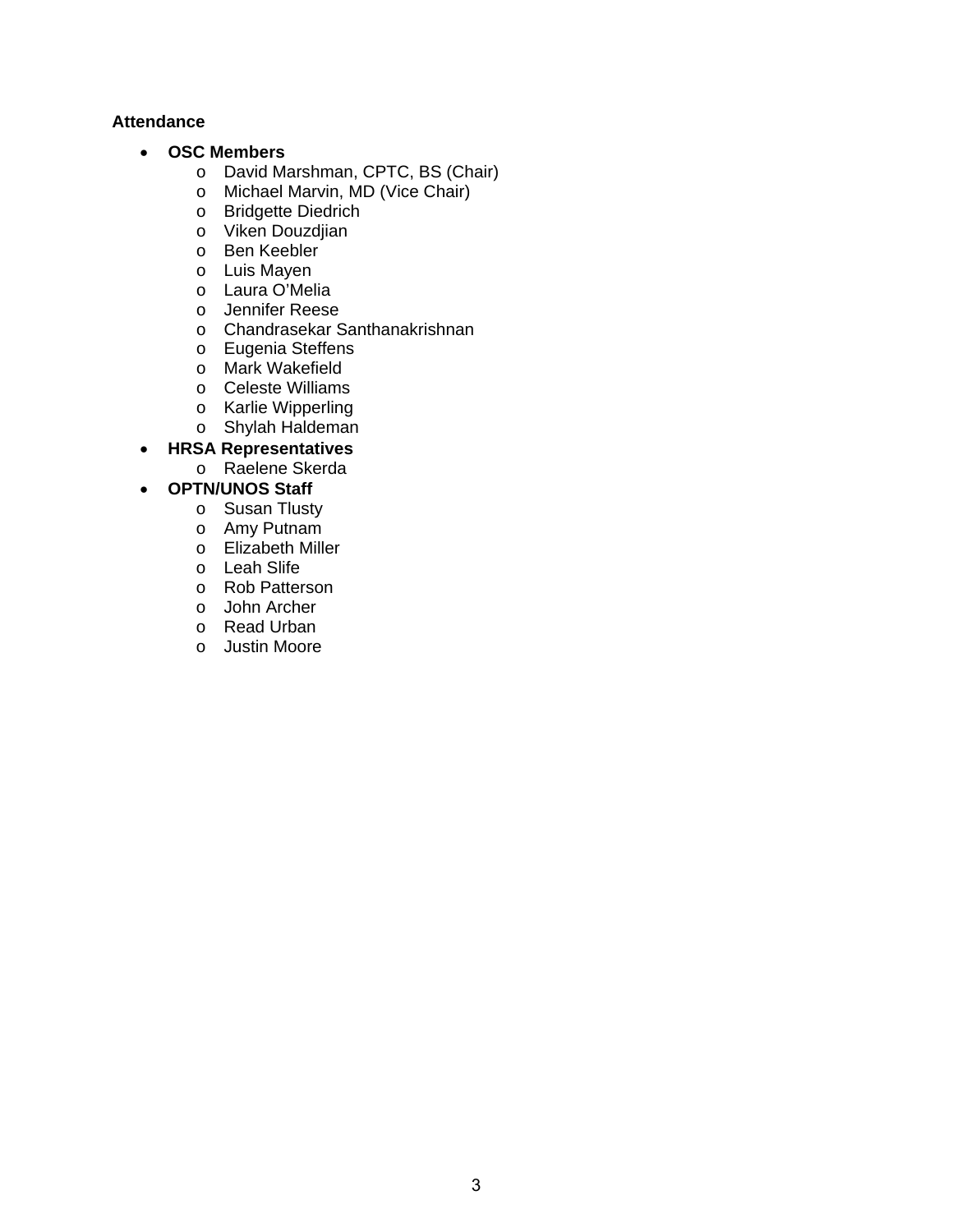**Attendance**

- **OSC Members**
  - David Marshman, CPTC, BS (Chair)
  - Michael Marvin, MD (Vice Chair)
  - Bridgette Diedrich
  - Viken Douzdjian
  - Ben Keebler
  - Luis Mayen
  - Laura O'Melia
  - Jennifer Reese
  - Chandrasekar Santhanakrishnan
  - Eugenia Steffens
  - Mark Wakefield
  - Celeste Williams
  - Karlie Wipperling
  - Shylah Haldeman
- **HRSA Representatives**
  - Raelene Skerda
- **OPTN/UNOS Staff**
  - Susan Tlusty
  - Amy Putnam
  - Elizabeth Miller
  - Leah Slife
  - Rob Patterson
  - John Archer
  - Read Urban
  - Justin Moore